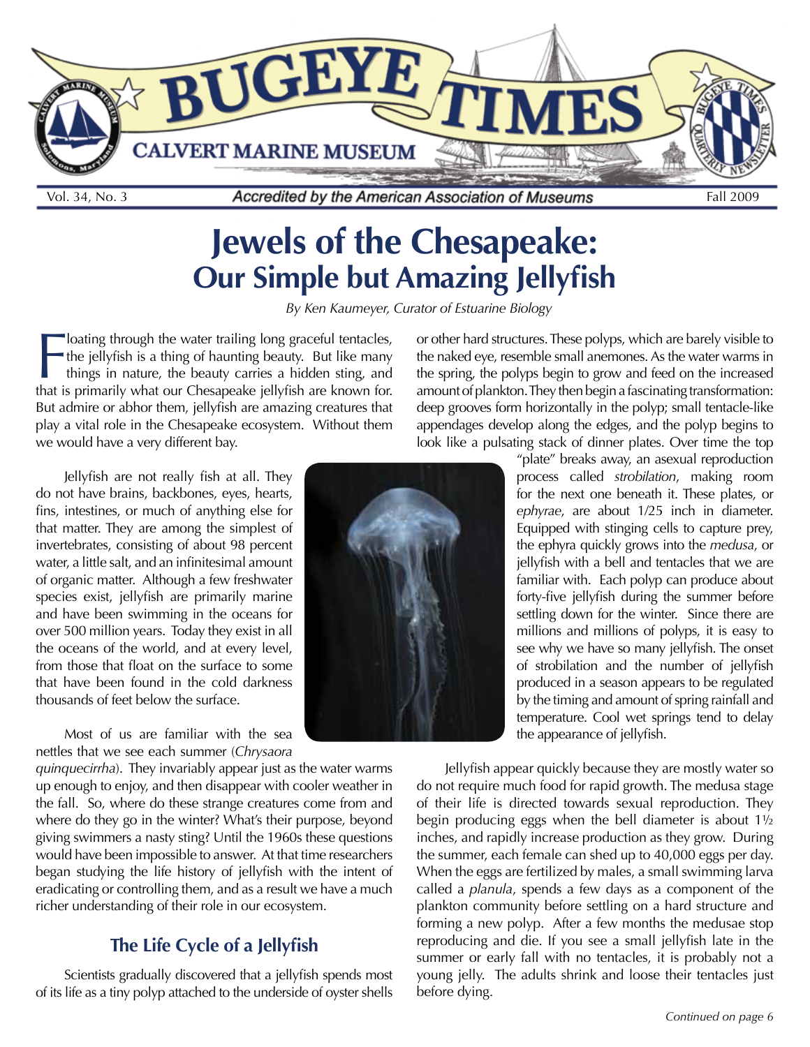Vol. 34, No. 3 — Accredited by the American Association of Museums — Fall 2009

# Jewels of the Chesapeake: Our Simple but Amazing Jellyfish

*By Ken Kaumeyer, Curator of Estuarine Biology*

Floating through the water trailing long graceful tentacles, the jellyfish is a thing of haunting beauty. But like many things in nature, the beauty carries a hidden sting, and that is primarily what our Chesapeake jellyfish are known for. But admire or abhor them, jellyfish are amazing creatures that play a vital role in the Chesapeake ecosystem. Without them we would have a very different bay.

Jellyfish are not really fish at all. They do not have brains, backbones, eyes, hearts, fins, intestines, or much of anything else for that matter. They are among the simplest of invertebrates, consisting of about 98 percent water, a little salt, and an infinitesimal amount of organic matter. Although a few freshwater species exist, jellyfish are primarily marine and have been swimming in the oceans for over 500 million years. Today they exist in all the oceans of the world, and at every level, from those that float on the surface to some that have been found in the cold darkness thousands of feet below the surface.

Most of us are familiar with the sea nettles that we see each summer (*Chrysaora quinquecirrha*). They invariably appear just as the water warms up enough to enjoy, and then disappear with cooler weather in the fall. So, where do these strange creatures come from and where do they go in the winter? What's their purpose, beyond giving swimmers a nasty sting? Until the 1960s these questions would have been impossible to answer. At that time researchers began studying the life history of jellyfish with the intent of eradicating or controlling them, and as a result we have a much richer understanding of their role in our ecosystem.

## The Life Cycle of a Jellyfish

Scientists gradually discovered that a jellyfish spends most of its life as a tiny polyp attached to the underside of oyster shells or other hard structures. These polyps, which are barely visible to the naked eye, resemble small anemones. As the water warms in the spring, the polyps begin to grow and feed on the increased amount of plankton. They then begin a fascinating transformation: deep grooves form horizontally in the polyp; small tentacle-like appendages develop along the edges, and the polyp begins to look like a pulsating stack of dinner plates. Over time the top "plate" breaks away, an asexual reproduction process called *strobilation*, making room for the next one beneath it. These plates, or *ephyrae*, are about 1/25 inch in diameter. Equipped with stinging cells to capture prey, the ephyra quickly grows into the *medusa*, or jellyfish with a bell and tentacles that we are familiar with. Each polyp can produce about forty-five jellyfish during the summer before settling down for the winter. Since there are millions and millions of polyps, it is easy to see why we have so many jellyfish. The onset of strobilation and the number of jellyfish produced in a season appears to be regulated by the timing and amount of spring rainfall and temperature. Cool wet springs tend to delay the appearance of jellyfish.

Jellyfish appear quickly because they are mostly water so do not require much food for rapid growth. The medusa stage of their life is directed towards sexual reproduction. They begin producing eggs when the bell diameter is about 1½ inches, and rapidly increase production as they grow. During the summer, each female can shed up to 40,000 eggs per day. When the eggs are fertilized by males, a small swimming larva called a *planula*, spends a few days as a component of the plankton community before settling on a hard structure and forming a new polyp. After a few months the medusae stop reproducing and die. If you see a small jellyfish late in the summer or early fall with no tentacles, it is probably not a young jelly. The adults shrink and loose their tentacles just before dying.

*Continued on page 6*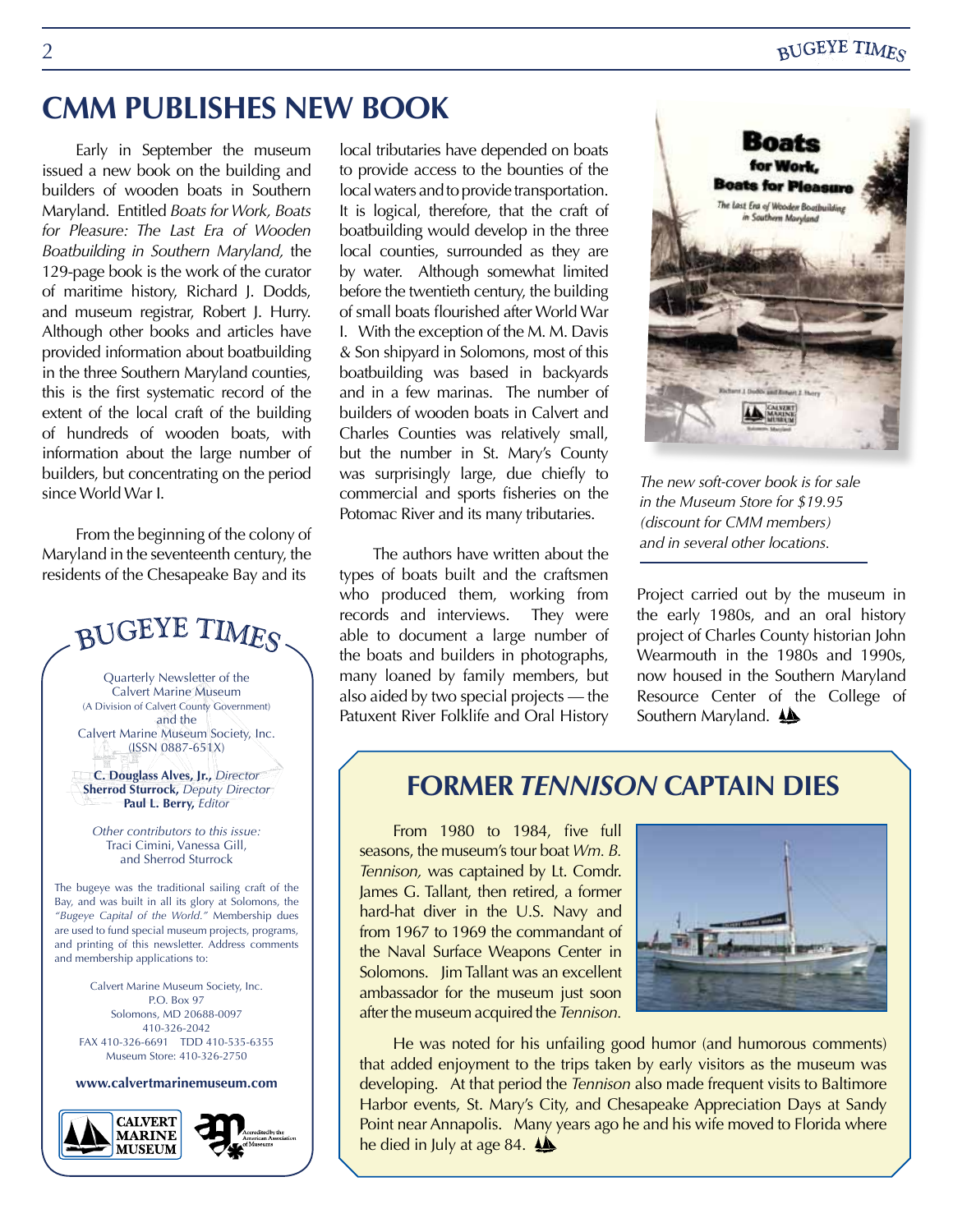# CMM PUBLISHES NEW BOOK

Early in September the museum issued a new book on the building and builders of wooden boats in Southern Maryland. Entitled *Boats for Work, Boats for Pleasure: The Last Era of Wooden Boatbuilding in Southern Maryland,* the 129-page book is the work of the curator of maritime history, Richard J. Dodds, and museum registrar, Robert J. Hurry. Although other books and articles have provided information about boatbuilding in the three Southern Maryland counties, this is the first systematic record of the extent of the local craft of the building of hundreds of wooden boats, with information about the large number of builders, but concentrating on the period since World War I.

From the beginning of the colony of Maryland in the seventeenth century, the residents of the Chesapeake Bay and its local tributaries have depended on boats to provide access to the bounties of the local waters and to provide transportation. It is logical, therefore, that the craft of boatbuilding would develop in the three local counties, surrounded as they are by water. Although somewhat limited before the twentieth century, the building of small boats flourished after World War I. With the exception of the M. M. Davis & Son shipyard in Solomons, most of this boatbuilding was based in backyards and in a few marinas. The number of builders of wooden boats in Calvert and Charles Counties was relatively small, but the number in St. Mary's County was surprisingly large, due chiefly to commercial and sports fisheries on the Potomac River and its many tributaries.

The authors have written about the types of boats built and the craftsmen who produced them, working from records and interviews. They were able to document a large number of the boats and builders in photographs, many loaned by family members, but also aided by two special projects — the Patuxent River Folklife and Oral History Project carried out by the museum in the early 1980s, and an oral history project of Charles County historian John Wearmouth in the 1980s and 1990s, now housed in the Southern Maryland Resource Center of the College of Southern Maryland.

*The new soft-cover book is for sale in the Museum Store for $19.95 (discount for CMM members) and in several other locations.*

## BUGEYE TIMES

Quarterly Newsletter of the Calvert Marine Museum (A Division of Calvert County Government) and the Calvert Marine Museum Society, Inc. (ISSN 0887-651X)

**C. Douglass Alves, Jr.,** *Director*
**Sherrod Sturrock,** *Deputy Director*
**Paul L. Berry,** *Editor*

*Other contributors to this issue:* Traci Cimini, Vanessa Gill, and Sherrod Sturrock

The bugeye was the traditional sailing craft of the Bay, and was built in all its glory at Solomons, the *"Bugeye Capital of the World."* Membership dues are used to fund special museum projects, programs, and printing of this newsletter. Address comments and membership applications to:

Calvert Marine Museum Society, Inc.
P.O. Box 97
Solomons, MD 20688-0097
410-326-2042
FAX 410-326-6691 TDD 410-535-6355
Museum Store: 410-326-2750

**www.calvertmarinemuseum.com**

# FORMER *TENNISON* CAPTAIN DIES

From 1980 to 1984, five full seasons, the museum's tour boat *Wm. B. Tennison,* was captained by Lt. Comdr. James G. Tallant, then retired, a former hard-hat diver in the U.S. Navy and from 1967 to 1969 the commandant of the Naval Surface Weapons Center in Solomons. Jim Tallant was an excellent ambassador for the museum just soon after the museum acquired the *Tennison.*

He was noted for his unfailing good humor (and humorous comments) that added enjoyment to the trips taken by early visitors as the museum was developing. At that period the *Tennison* also made frequent visits to Baltimore Harbor events, St. Mary's City, and Chesapeake Appreciation Days at Sandy Point near Annapolis. Many years ago he and his wife moved to Florida where he died in July at age 84.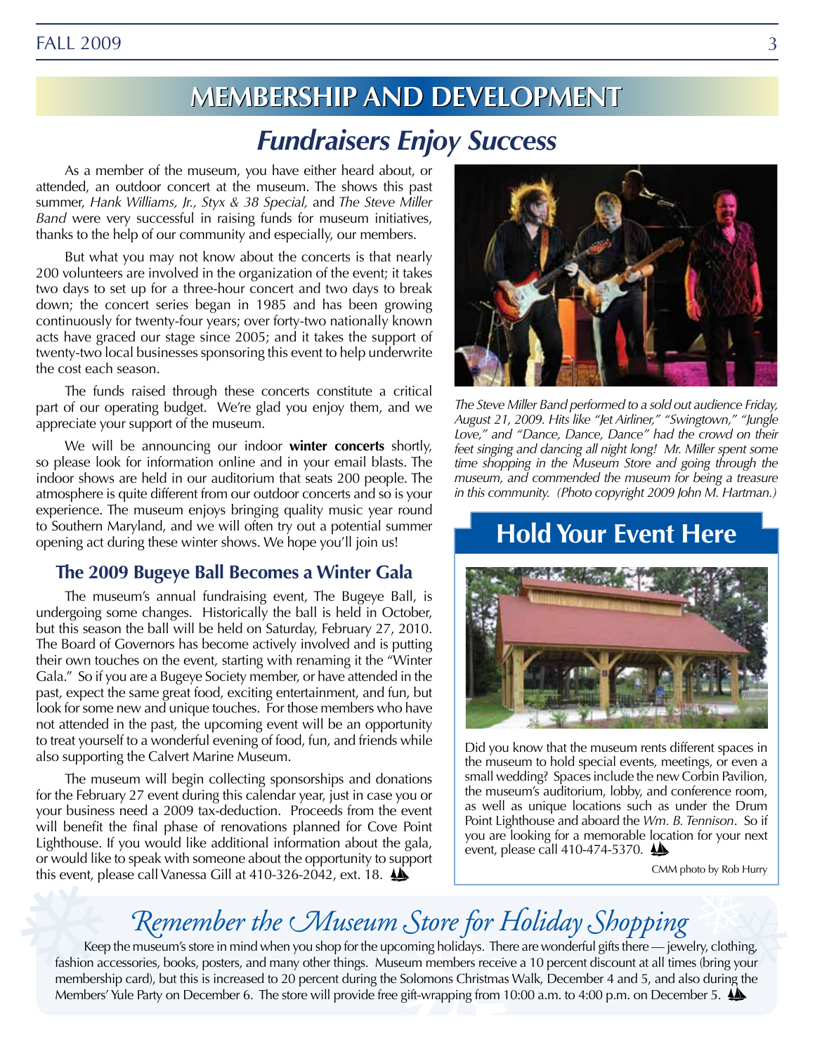# MEMBERSHIP AND DEVELOPMENT

## *Fundraisers Enjoy Success*

As a member of the museum, you have either heard about, or attended, an outdoor concert at the museum. The shows this past summer, *Hank Williams, Jr., Styx & 38 Special,* and *The Steve Miller Band* were very successful in raising funds for museum initiatives, thanks to the help of our community and especially, our members.

But what you may not know about the concerts is that nearly 200 volunteers are involved in the organization of the event; it takes two days to set up for a three-hour concert and two days to break down; the concert series began in 1985 and has been growing continuously for twenty-four years; over forty-two nationally known acts have graced our stage since 2005; and it takes the support of twenty-two local businesses sponsoring this event to help underwrite the cost each season.

The funds raised through these concerts constitute a critical part of our operating budget. We're glad you enjoy them, and we appreciate your support of the museum.

We will be announcing our indoor **winter concerts** shortly, so please look for information online and in your email blasts. The indoor shows are held in our auditorium that seats 200 people. The atmosphere is quite different from our outdoor concerts and so is your experience. The museum enjoys bringing quality music year round to Southern Maryland, and we will often try out a potential summer opening act during these winter shows. We hope you'll join us!

*The Steve Miller Band performed to a sold out audience Friday, August 21, 2009. Hits like "Jet Airliner," "Swingtown," "Jungle Love," and "Dance, Dance, Dance" had the crowd on their feet singing and dancing all night long! Mr. Miller spent some time shopping in the Museum Store and going through the museum, and commended the museum for being a treasure in this community. (Photo copyright 2009 John M. Hartman.)*

### The 2009 Bugeye Ball Becomes a Winter Gala

The museum's annual fundraising event, The Bugeye Ball, is undergoing some changes. Historically the ball is held in October, but this season the ball will be held on Saturday, February 27, 2010. The Board of Governors has become actively involved and is putting their own touches on the event, starting with renaming it the "Winter Gala." So if you are a Bugeye Society member, or have attended in the past, expect the same great food, exciting entertainment, and fun, but look for some new and unique touches. For those members who have not attended in the past, the upcoming event will be an opportunity to treat yourself to a wonderful evening of food, fun, and friends while also supporting the Calvert Marine Museum.

The museum will begin collecting sponsorships and donations for the February 27 event during this calendar year, just in case you or your business need a 2009 tax-deduction. Proceeds from the event will benefit the final phase of renovations planned for Cove Point Lighthouse. If you would like additional information about the gala, or would like to speak with someone about the opportunity to support this event, please call Vanessa Gill at 410-326-2042, ext. 18.

## Hold Your Event Here

Did you know that the museum rents different spaces in the museum to hold special events, meetings, or even a small wedding? Spaces include the new Corbin Pavilion, the museum's auditorium, lobby, and conference room, as well as unique locations such as under the Drum Point Lighthouse and aboard the *Wm. B. Tennison*. So if you are looking for a memorable location for your next event, please call 410-474-5370.

CMM photo by Rob Hurry

## *Remember the Museum Store for Holiday Shopping*

Keep the museum's store in mind when you shop for the upcoming holidays. There are wonderful gifts there — jewelry, clothing, fashion accessories, books, posters, and many other things. Museum members receive a 10 percent discount at all times (bring your membership card), but this is increased to 20 percent during the Solomons Christmas Walk, December 4 and 5, and also during the Members' Yule Party on December 6. The store will provide free gift-wrapping from 10:00 a.m. to 4:00 p.m. on December 5.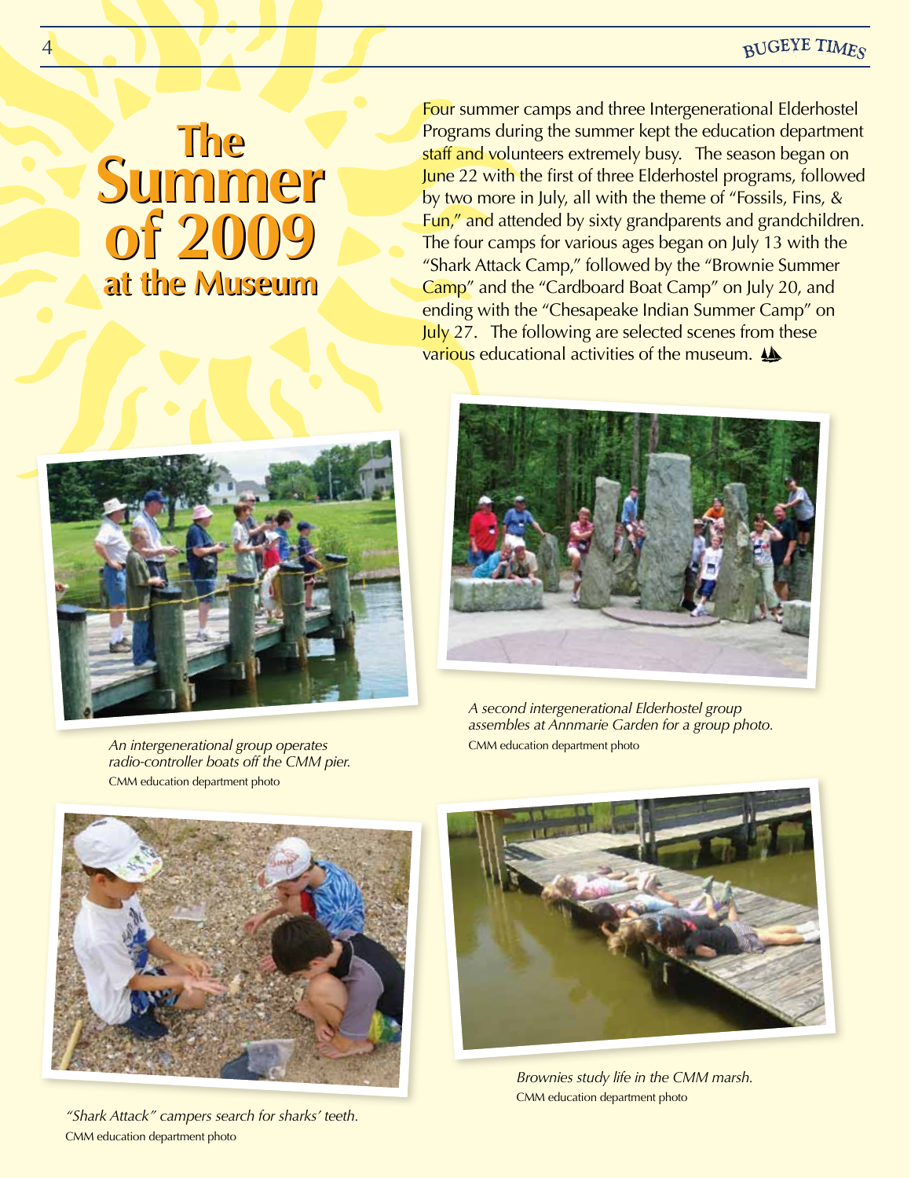# The Summer of 2009 at the Museum

Four summer camps and three Intergenerational Elderhostel Programs during the summer kept the education department staff and volunteers extremely busy. The season began on June 22 with the first of three Elderhostel programs, followed by two more in July, all with the theme of "Fossils, Fins, & Fun," and attended by sixty grandparents and grandchildren. The four camps for various ages began on July 13 with the "Shark Attack Camp," followed by the "Brownie Summer Camp" and the "Cardboard Boat Camp" on July 20, and ending with the "Chesapeake Indian Summer Camp" on July 27. The following are selected scenes from these various educational activities of the museum.

*An intergenerational group operates radio-controller boats off the CMM pier.*
CMM education department photo

*A second intergenerational Elderhostel group assembles at Annmarie Garden for a group photo.*
CMM education department photo

*"Shark Attack" campers search for sharks' teeth.*
CMM education department photo

*Brownies study life in the CMM marsh.*
CMM education department photo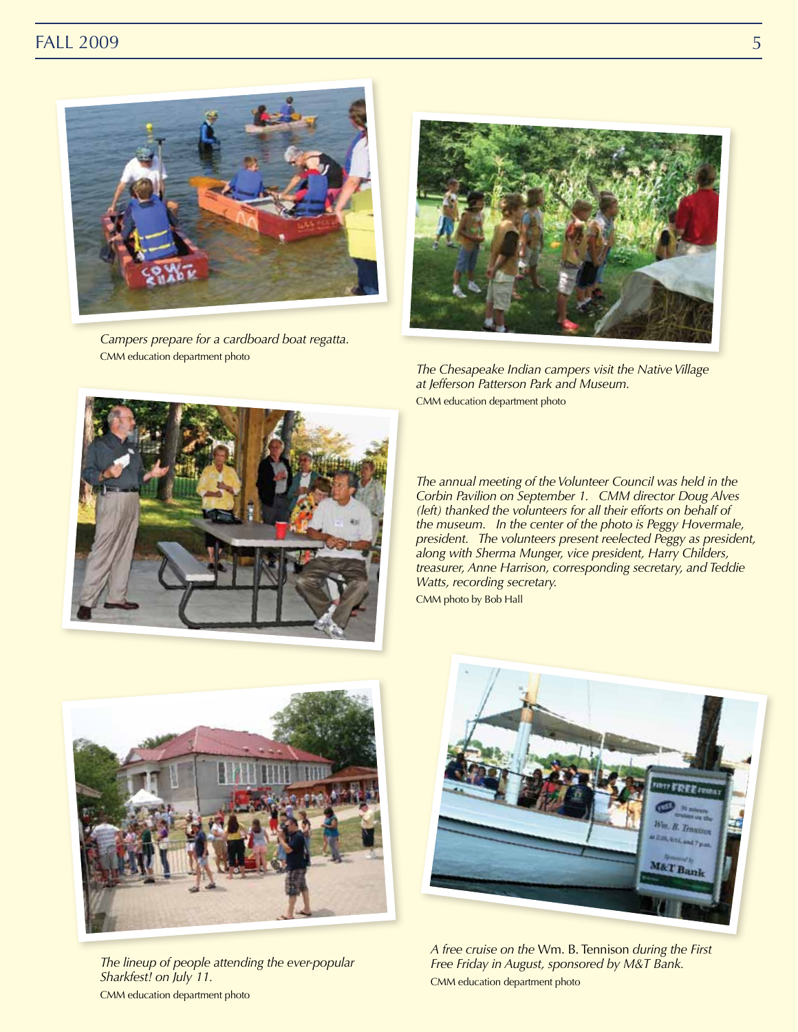*Campers prepare for a cardboard boat regatta.*
CMM education department photo

*The Chesapeake Indian campers visit the Native Village at Jefferson Patterson Park and Museum.*
CMM education department photo

*The annual meeting of the Volunteer Council was held in the Corbin Pavilion on September 1. CMM director Doug Alves (left) thanked the volunteers for all their efforts on behalf of the museum. In the center of the photo is Peggy Hovermale, president. The volunteers present reelected Peggy as president, along with Sherma Munger, vice president, Harry Childers, treasurer, Anne Harrison, corresponding secretary, and Teddie Watts, recording secretary.*
CMM photo by Bob Hall

*The lineup of people attending the ever-popular Sharkfest! on July 11.*
CMM education department photo

*A free cruise on the* Wm. B. Tennison *during the First Free Friday in August, sponsored by M&T Bank.*
CMM education department photo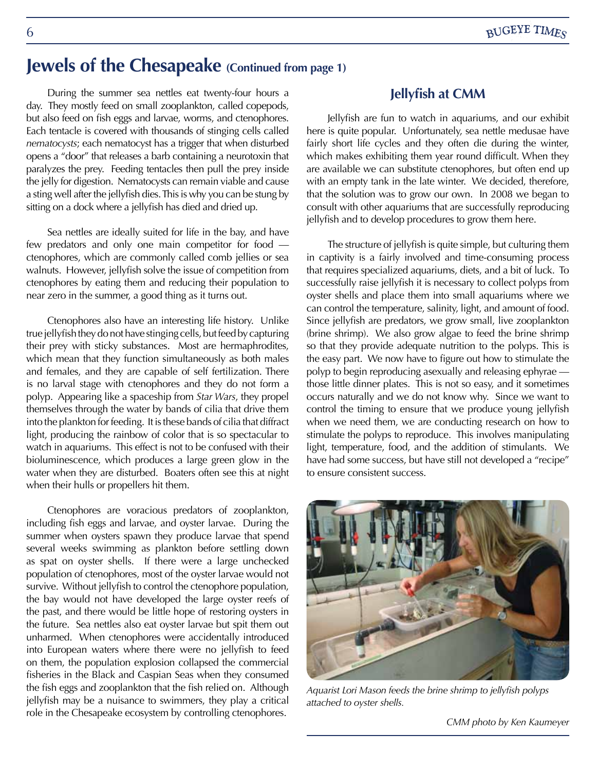## Jewels of the Chesapeake (Continued from page 1)

During the summer sea nettles eat twenty-four hours a day. They mostly feed on small zooplankton, called copepods, but also feed on fish eggs and larvae, worms, and ctenophores. Each tentacle is covered with thousands of stinging cells called *nematocysts*; each nematocyst has a trigger that when disturbed opens a "door" that releases a barb containing a neurotoxin that paralyzes the prey. Feeding tentacles then pull the prey inside the jelly for digestion. Nematocysts can remain viable and cause a sting well after the jellyfish dies. This is why you can be stung by sitting on a dock where a jellyfish has died and dried up.

Sea nettles are ideally suited for life in the bay, and have few predators and only one main competitor for food — ctenophores, which are commonly called comb jellies or sea walnuts. However, jellyfish solve the issue of competition from ctenophores by eating them and reducing their population to near zero in the summer, a good thing as it turns out.

Ctenophores also have an interesting life history. Unlike true jellyfish they do not have stinging cells, but feed by capturing their prey with sticky substances. Most are hermaphrodites, which mean that they function simultaneously as both males and females, and they are capable of self fertilization. There is no larval stage with ctenophores and they do not form a polyp. Appearing like a spaceship from *Star Wars*, they propel themselves through the water by bands of cilia that drive them into the plankton for feeding. It is these bands of cilia that diffract light, producing the rainbow of color that is so spectacular to watch in aquariums. This effect is not to be confused with their bioluminescence, which produces a large green glow in the water when they are disturbed. Boaters often see this at night when their hulls or propellers hit them.

Ctenophores are voracious predators of zooplankton, including fish eggs and larvae, and oyster larvae. During the summer when oysters spawn they produce larvae that spend several weeks swimming as plankton before settling down as spat on oyster shells. If there were a large unchecked population of ctenophores, most of the oyster larvae would not survive. Without jellyfish to control the ctenophore population, the bay would not have developed the large oyster reefs of the past, and there would be little hope of restoring oysters in the future. Sea nettles also eat oyster larvae but spit them out unharmed. When ctenophores were accidentally introduced into European waters where there were no jellyfish to feed on them, the population explosion collapsed the commercial fisheries in the Black and Caspian Seas when they consumed the fish eggs and zooplankton that the fish relied on. Although jellyfish may be a nuisance to swimmers, they play a critical role in the Chesapeake ecosystem by controlling ctenophores.

### Jellyfish at CMM

Jellyfish are fun to watch in aquariums, and our exhibit here is quite popular. Unfortunately, sea nettle medusae have fairly short life cycles and they often die during the winter, which makes exhibiting them year round difficult. When they are available we can substitute ctenophores, but often end up with an empty tank in the late winter. We decided, therefore, that the solution was to grow our own. In 2008 we began to consult with other aquariums that are successfully reproducing jellyfish and to develop procedures to grow them here.

The structure of jellyfish is quite simple, but culturing them in captivity is a fairly involved and time-consuming process that requires specialized aquariums, diets, and a bit of luck. To successfully raise jellyfish it is necessary to collect polyps from oyster shells and place them into small aquariums where we can control the temperature, salinity, light, and amount of food. Since jellyfish are predators, we grow small, live zooplankton (brine shrimp). We also grow algae to feed the brine shrimp so that they provide adequate nutrition to the polyps. This is the easy part. We now have to figure out how to stimulate the polyp to begin reproducing asexually and releasing ephyrae — those little dinner plates. This is not so easy, and it sometimes occurs naturally and we do not know why. Since we want to control the timing to ensure that we produce young jellyfish when we need them, we are conducting research on how to stimulate the polyps to reproduce. This involves manipulating light, temperature, food, and the addition of stimulants. We have had some success, but have still not developed a "recipe" to ensure consistent success.

*Aquarist Lori Mason feeds the brine shrimp to jellyfish polyps attached to oyster shells.*

*CMM photo by Ken Kaumeyer*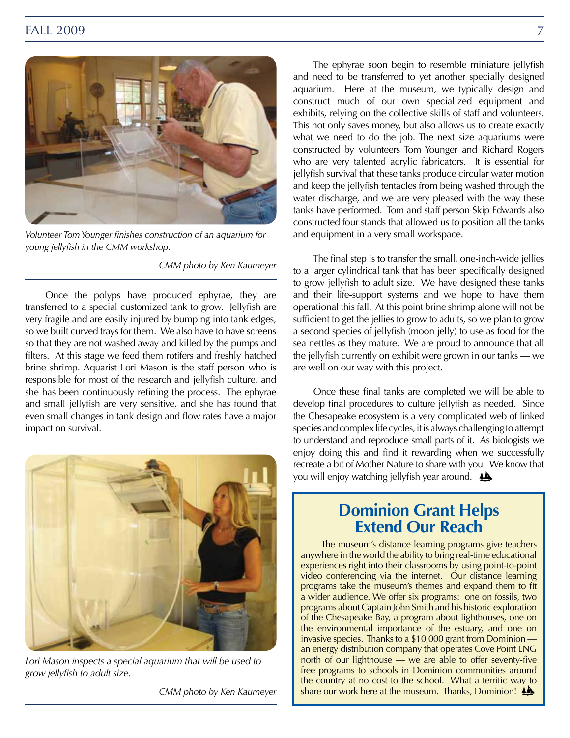*Volunteer Tom Younger finishes construction of an aquarium for young jellyfish in the CMM workshop.*

*CMM photo by Ken Kaumeyer*

Once the polyps have produced ephyrae, they are transferred to a special customized tank to grow. Jellyfish are very fragile and are easily injured by bumping into tank edges, so we built curved trays for them. We also have to have screens so that they are not washed away and killed by the pumps and filters. At this stage we feed them rotifers and freshly hatched brine shrimp. Aquarist Lori Mason is the staff person who is responsible for most of the research and jellyfish culture, and she has been continuously refining the process. The ephyrae and small jellyfish are very sensitive, and she has found that even small changes in tank design and flow rates have a major impact on survival.

*Lori Mason inspects a special aquarium that will be used to grow jellyfish to adult size.*

*CMM photo by Ken Kaumeyer*

The ephyrae soon begin to resemble miniature jellyfish and need to be transferred to yet another specially designed aquarium. Here at the museum, we typically design and construct much of our own specialized equipment and exhibits, relying on the collective skills of staff and volunteers. This not only saves money, but also allows us to create exactly what we need to do the job. The next size aquariums were constructed by volunteers Tom Younger and Richard Rogers who are very talented acrylic fabricators. It is essential for jellyfish survival that these tanks produce circular water motion and keep the jellyfish tentacles from being washed through the water discharge, and we are very pleased with the way these tanks have performed. Tom and staff person Skip Edwards also constructed four stands that allowed us to position all the tanks and equipment in a very small workspace.

The final step is to transfer the small, one-inch-wide jellies to a larger cylindrical tank that has been specifically designed to grow jellyfish to adult size. We have designed these tanks and their life-support systems and we hope to have them operational this fall. At this point brine shrimp alone will not be sufficient to get the jellies to grow to adults, so we plan to grow a second species of jellyfish (moon jelly) to use as food for the sea nettles as they mature. We are proud to announce that all the jellyfish currently on exhibit were grown in our tanks — we are well on our way with this project.

Once these final tanks are completed we will be able to develop final procedures to culture jellyfish as needed. Since the Chesapeake ecosystem is a very complicated web of linked species and complex life cycles, it is always challenging to attempt to understand and reproduce small parts of it. As biologists we enjoy doing this and find it rewarding when we successfully recreate a bit of Mother Nature to share with you. We know that you will enjoy watching jellyfish year around.

## Dominion Grant Helps Extend Our Reach

The museum's distance learning programs give teachers anywhere in the world the ability to bring real-time educational experiences right into their classrooms by using point-to-point video conferencing via the internet. Our distance learning programs take the museum's themes and expand them to fit a wider audience. We offer six programs: one on fossils, two programs about Captain John Smith and his historic exploration of the Chesapeake Bay, a program about lighthouses, one on the environmental importance of the estuary, and one on invasive species. Thanks to a $10,000 grant from Dominion — an energy distribution company that operates Cove Point LNG north of our lighthouse — we are able to offer seventy-five free programs to schools in Dominion communities around the country at no cost to the school. What a terrific way to share our work here at the museum. Thanks, Dominion!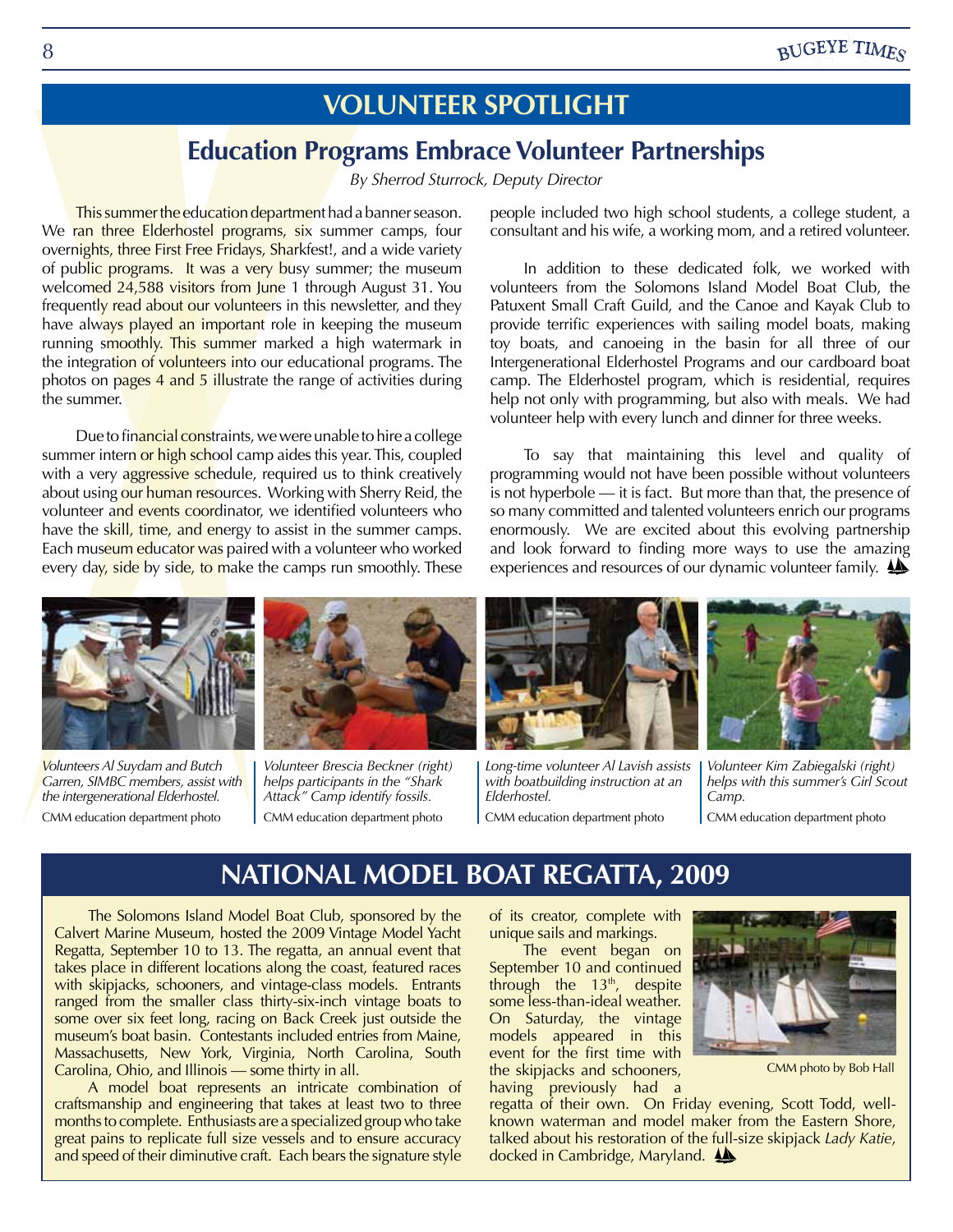# VOLUNTEER SPOTLIGHT

## Education Programs Embrace Volunteer Partnerships

*By Sherrod Sturrock, Deputy Director*

This summer the education department had a banner season. We ran three Elderhostel programs, six summer camps, four overnights, three First Free Fridays, Sharkfest!, and a wide variety of public programs. It was a very busy summer; the museum welcomed 24,588 visitors from June 1 through August 31. You frequently read about our volunteers in this newsletter, and they have always played an important role in keeping the museum running smoothly. This summer marked a high watermark in the integration of volunteers into our educational programs. The photos on pages 4 and 5 illustrate the range of activities during the summer.

Due to financial constraints, we were unable to hire a college summer intern or high school camp aides this year. This, coupled with a very aggressive schedule, required us to think creatively about using our human resources. Working with Sherry Reid, the volunteer and events coordinator, we identified volunteers who have the skill, time, and energy to assist in the summer camps. Each museum educator was paired with a volunteer who worked every day, side by side, to make the camps run smoothly. These people included two high school students, a college student, a consultant and his wife, a working mom, and a retired volunteer.

In addition to these dedicated folk, we worked with volunteers from the Solomons Island Model Boat Club, the Patuxent Small Craft Guild, and the Canoe and Kayak Club to provide terrific experiences with sailing model boats, making toy boats, and canoeing in the basin for all three of our Intergenerational Elderhostel Programs and our cardboard boat camp. The Elderhostel program, which is residential, requires help not only with programming, but also with meals. We had volunteer help with every lunch and dinner for three weeks.

To say that maintaining this level and quality of programming would not have been possible without volunteers is not hyperbole — it is fact. But more than that, the presence of so many committed and talented volunteers enrich our programs enormously. We are excited about this evolving partnership and look forward to finding more ways to use the amazing experiences and resources of our dynamic volunteer family.

*Volunteers Al Suydam and Butch Garren, SIMBC members, assist with the intergenerational Elderhostel.*
CMM education department photo

*Volunteer Brescia Beckner (right) helps participants in the "Shark Attack" Camp identify fossils.*
CMM education department photo

*Long-time volunteer Al Lavish assists with boatbuilding instruction at an Elderhostel.*
CMM education department photo

*Volunteer Kim Zabiegalski (right) helps with this summer's Girl Scout Camp.*
CMM education department photo

# NATIONAL MODEL BOAT REGATTA, 2009

The Solomons Island Model Boat Club, sponsored by the Calvert Marine Museum, hosted the 2009 Vintage Model Yacht Regatta, September 10 to 13. The regatta, an annual event that takes place in different locations along the coast, featured races with skipjacks, schooners, and vintage-class models. Entrants ranged from the smaller class thirty-six-inch vintage boats to some over six feet long, racing on Back Creek just outside the museum's boat basin. Contestants included entries from Maine, Massachusetts, New York, Virginia, North Carolina, South Carolina, Ohio, and Illinois — some thirty in all.

A model boat represents an intricate combination of craftsmanship and engineering that takes at least two to three months to complete. Enthusiasts are a specialized group who take great pains to replicate full size vessels and to ensure accuracy and speed of their diminutive craft. Each bears the signature style of its creator, complete with unique sails and markings.

The event began on September 10 and continued through the 13th, despite some less-than-ideal weather. On Saturday, the vintage models appeared in this event for the first time with the skipjacks and schooners, having previously had a regatta of their own. On Friday evening, Scott Todd, well-known waterman and model maker from the Eastern Shore, talked about his restoration of the full-size skipjack *Lady Katie*, docked in Cambridge, Maryland.

CMM photo by Bob Hall